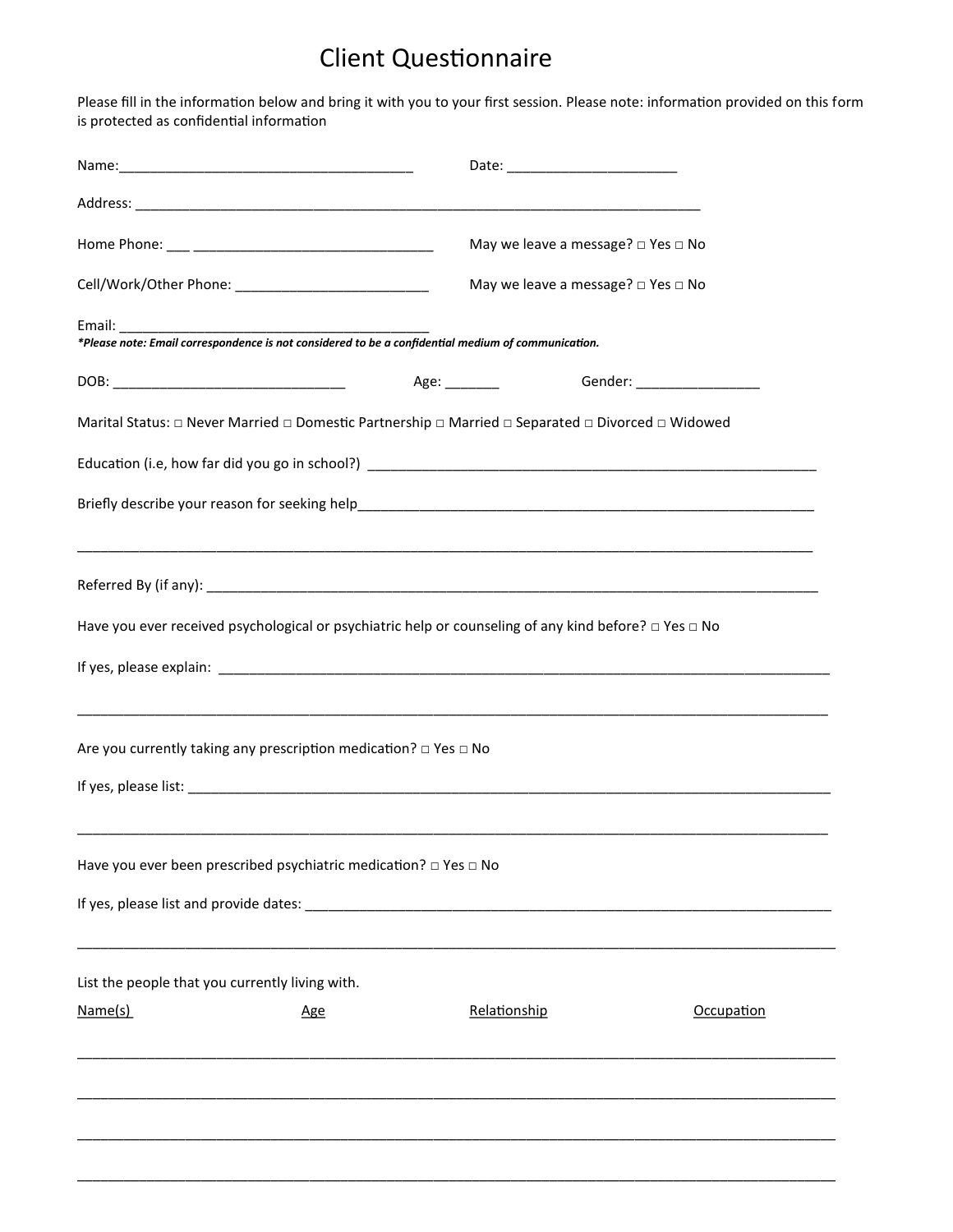# Client Questionnaire

Please fill in the information below and bring it with you to your first session. Please note: information provided on this form is protected as confidential information

Name:______________________________________ Date: _____________________

Address: ___________________________________________________________________________

Home Phone: ___ _______________________________ May we leave a message? □ Yes □ No

Cell/Work/Other Phone: _________________________ May we leave a message? □ Yes □ No

Email: _________________________________________

***Please note: Email correspondence is not considered to be a confidential medium of communication.***

DOB: ______________________________ Age: _______ Gender: ________________

Marital Status: □ Never Married □ Domestic Partnership □ Married □ Separated □ Divorced □ Widowed

Education (i.e, how far did you go in school?) ____________________________________________________________

Briefly describe your reason for seeking help_______________________________________________________________

__________________________________________________________________________________________________

Referred By (if any): _____________________________________________________________________________________

Have you ever received psychological or psychiatric help or counseling of any kind before? □ Yes □ No

If yes, please explain: _____________________________________________________________________________________

__________________________________________________________________________________________________

Are you currently taking any prescription medication? □ Yes □ No

If yes, please list: _________________________________________________________________________________________

__________________________________________________________________________________________________

Have you ever been prescribed psychiatric medication? □ Yes □ No

If yes, please list and provide dates: ________________________________________________________________________

__________________________________________________________________________________________________

List the people that you currently living with.

| Name(s) | Age | Relationship | Occupation |
| --- | --- | --- | --- |
| | | | |
| | | | |
| | | | |
| | | | |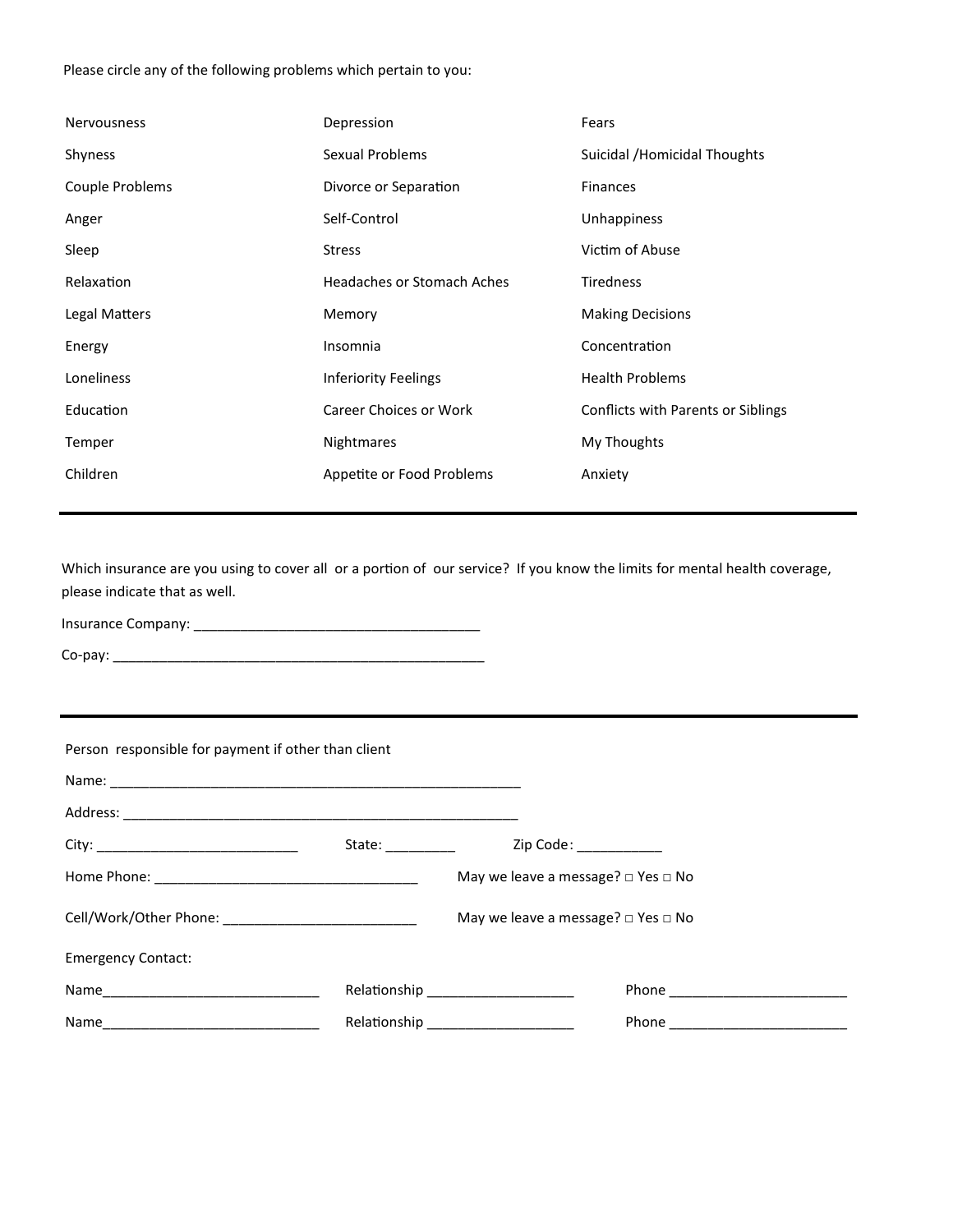Please circle any of the following problems which pertain to you:

| | | |
|---|---|---|
| Nervousness | Depression | Fears |
| Shyness | Sexual Problems | Suicidal /Homicidal Thoughts |
| Couple Problems | Divorce or Separation | Finances |
| Anger | Self-Control | Unhappiness |
| Sleep | Stress | Victim of Abuse |
| Relaxation | Headaches or Stomach Aches | Tiredness |
| Legal Matters | Memory | Making Decisions |
| Energy | Insomnia | Concentration |
| Loneliness | Inferiority Feelings | Health Problems |
| Education | Career Choices or Work | Conflicts with Parents or Siblings |
| Temper | Nightmares | My Thoughts |
| Children | Appetite or Food Problems | Anxiety |

---

Which insurance are you using to cover all or a portion of our service? If you know the limits for mental health coverage, please indicate that as well.

Insurance Company: ____________________________________

Co-pay: ________________________________________________

---

Person responsible for payment if other than client

Name: ______________________________________________________

Address: ____________________________________________________

City: __________________________ State: _________ Zip Code: ___________

Home Phone: __________________________________ May we leave a message? □ Yes □ No

Cell/Work/Other Phone: _________________________ May we leave a message? □ Yes □ No

Emergency Contact:

Name____________________________ Relationship ___________________ Phone _______________________

Name____________________________ Relationship ___________________ Phone _______________________